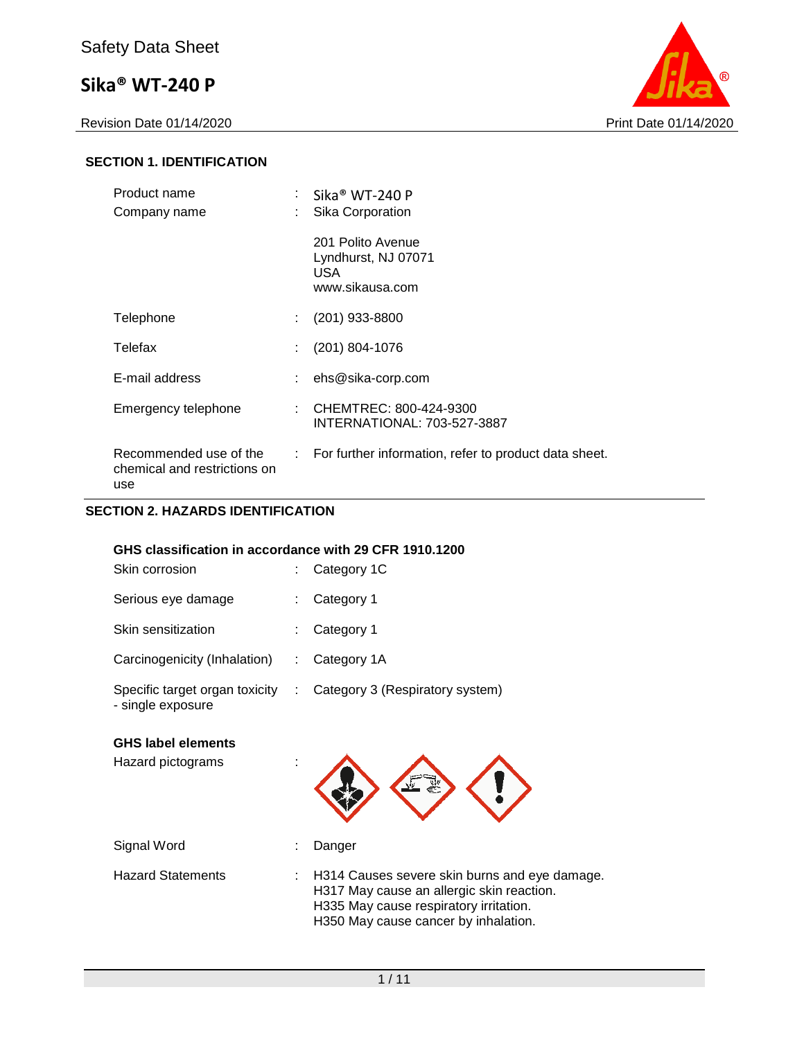# Safety Data Sheet

## Sika® WT-240 P

Revision Date 01/14/2020 Print Date 01/14/2020

### SECTION 1. IDENTIFICATION

| | | |
|---|---|---|
| Product name | : | Sika® WT-240 P |
| Company name | : | Sika Corporation<br><br>201 Polito Avenue<br>Lyndhurst, NJ 07071<br>USA<br>www.sikausa.com |
| Telephone | : | (201) 933-8800 |
| Telefax | : | (201) 804-1076 |
| E-mail address | : | ehs@sika-corp.com |
| Emergency telephone | : | CHEMTREC: 800-424-9300<br>INTERNATIONAL: 703-527-3887 |
| Recommended use of the chemical and restrictions on use | : | For further information, refer to product data sheet. |

### SECTION 2. HAZARDS IDENTIFICATION

**GHS classification in accordance with 29 CFR 1910.1200**

| | | |
|---|---|---|
| Skin corrosion | : | Category 1C |
| Serious eye damage | : | Category 1 |
| Skin sensitization | : | Category 1 |
| Carcinogenicity (Inhalation) | : | Category 1A |
| Specific target organ toxicity - single exposure | : | Category 3 (Respiratory system) |

**GHS label elements**

| | | |
|---|---|---|
| Hazard pictograms | : | |
| Signal Word | : | Danger |
| Hazard Statements | : | H314 Causes severe skin burns and eye damage.<br>H317 May cause an allergic skin reaction.<br>H335 May cause respiratory irritation.<br>H350 May cause cancer by inhalation. |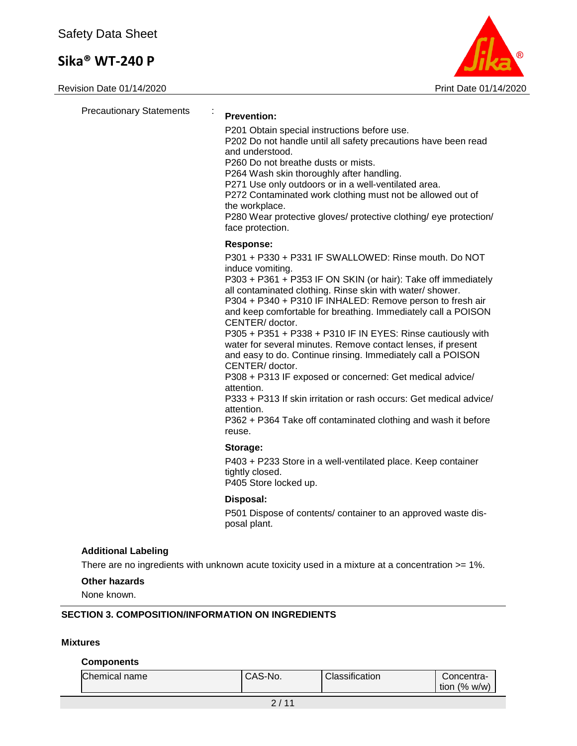Precautionary Statements :

**Prevention:**

P201 Obtain special instructions before use.
P202 Do not handle until all safety precautions have been read and understood.
P260 Do not breathe dusts or mists.
P264 Wash skin thoroughly after handling.
P271 Use only outdoors or in a well-ventilated area.
P272 Contaminated work clothing must not be allowed out of the workplace.
P280 Wear protective gloves/ protective clothing/ eye protection/ face protection.

**Response:**

P301 + P330 + P331 IF SWALLOWED: Rinse mouth. Do NOT induce vomiting.
P303 + P361 + P353 IF ON SKIN (or hair): Take off immediately all contaminated clothing. Rinse skin with water/ shower.
P304 + P340 + P310 IF INHALED: Remove person to fresh air and keep comfortable for breathing. Immediately call a POISON CENTER/ doctor.
P305 + P351 + P338 + P310 IF IN EYES: Rinse cautiously with water for several minutes. Remove contact lenses, if present and easy to do. Continue rinsing. Immediately call a POISON CENTER/ doctor.
P308 + P313 IF exposed or concerned: Get medical advice/ attention.
P333 + P313 If skin irritation or rash occurs: Get medical advice/ attention.
P362 + P364 Take off contaminated clothing and wash it before reuse.

**Storage:**

P403 + P233 Store in a well-ventilated place. Keep container tightly closed.
P405 Store locked up.

**Disposal:**

P501 Dispose of contents/ container to an approved waste disposal plant.

**Additional Labeling**

There are no ingredients with unknown acute toxicity used in a mixture at a concentration >= 1%.

**Other hazards**

None known.

## SECTION 3. COMPOSITION/INFORMATION ON INGREDIENTS

**Mixtures**

**Components**

| Chemical name | CAS-No. | Classification | Concentration (% w/w) |
|---|---|---|---|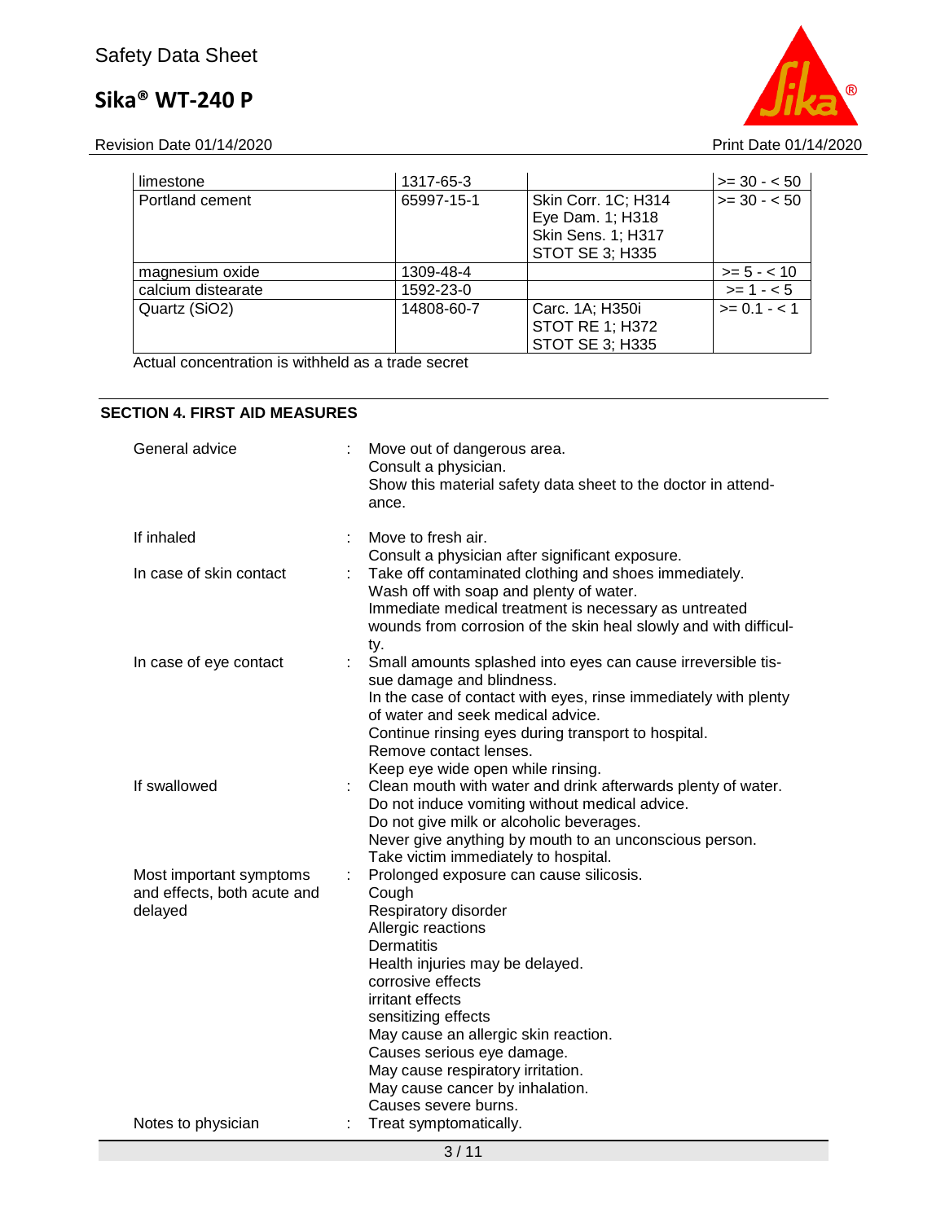| limestone | 1317-65-3 |  | >= 30 - < 50 |
|---|---|---|---|
| Portland cement | 65997-15-1 | Skin Corr. 1C; H314<br>Eye Dam. 1; H318<br>Skin Sens. 1; H317<br>STOT SE 3; H335 | >= 30 - < 50 |
| magnesium oxide | 1309-48-4 |  | >= 5 - < 10 |
| calcium distearate | 1592-23-0 |  | >= 1 - < 5 |
| Quartz (SiO2) | 14808-60-7 | Carc. 1A; H350i<br>STOT RE 1; H372<br>STOT SE 3; H335 | >= 0.1 - < 1 |

Actual concentration is withheld as a trade secret

## SECTION 4. FIRST AID MEASURES

General advice : Move out of dangerous area.
Consult a physician.
Show this material safety data sheet to the doctor in attendance.

If inhaled : Move to fresh air.
Consult a physician after significant exposure.

In case of skin contact : Take off contaminated clothing and shoes immediately.
Wash off with soap and plenty of water.
Immediate medical treatment is necessary as untreated wounds from corrosion of the skin heal slowly and with difficulty.

In case of eye contact : Small amounts splashed into eyes can cause irreversible tissue damage and blindness.
In the case of contact with eyes, rinse immediately with plenty of water and seek medical advice.
Continue rinsing eyes during transport to hospital.
Remove contact lenses.
Keep eye wide open while rinsing.

If swallowed : Clean mouth with water and drink afterwards plenty of water.
Do not induce vomiting without medical advice.
Do not give milk or alcoholic beverages.
Never give anything by mouth to an unconscious person.
Take victim immediately to hospital.

Most important symptoms and effects, both acute and delayed : Prolonged exposure can cause silicosis.
Cough
Respiratory disorder
Allergic reactions
Dermatitis
Health injuries may be delayed.
corrosive effects
irritant effects
sensitizing effects
May cause an allergic skin reaction.
Causes serious eye damage.
May cause respiratory irritation.
May cause cancer by inhalation.
Causes severe burns.

Notes to physician : Treat symptomatically.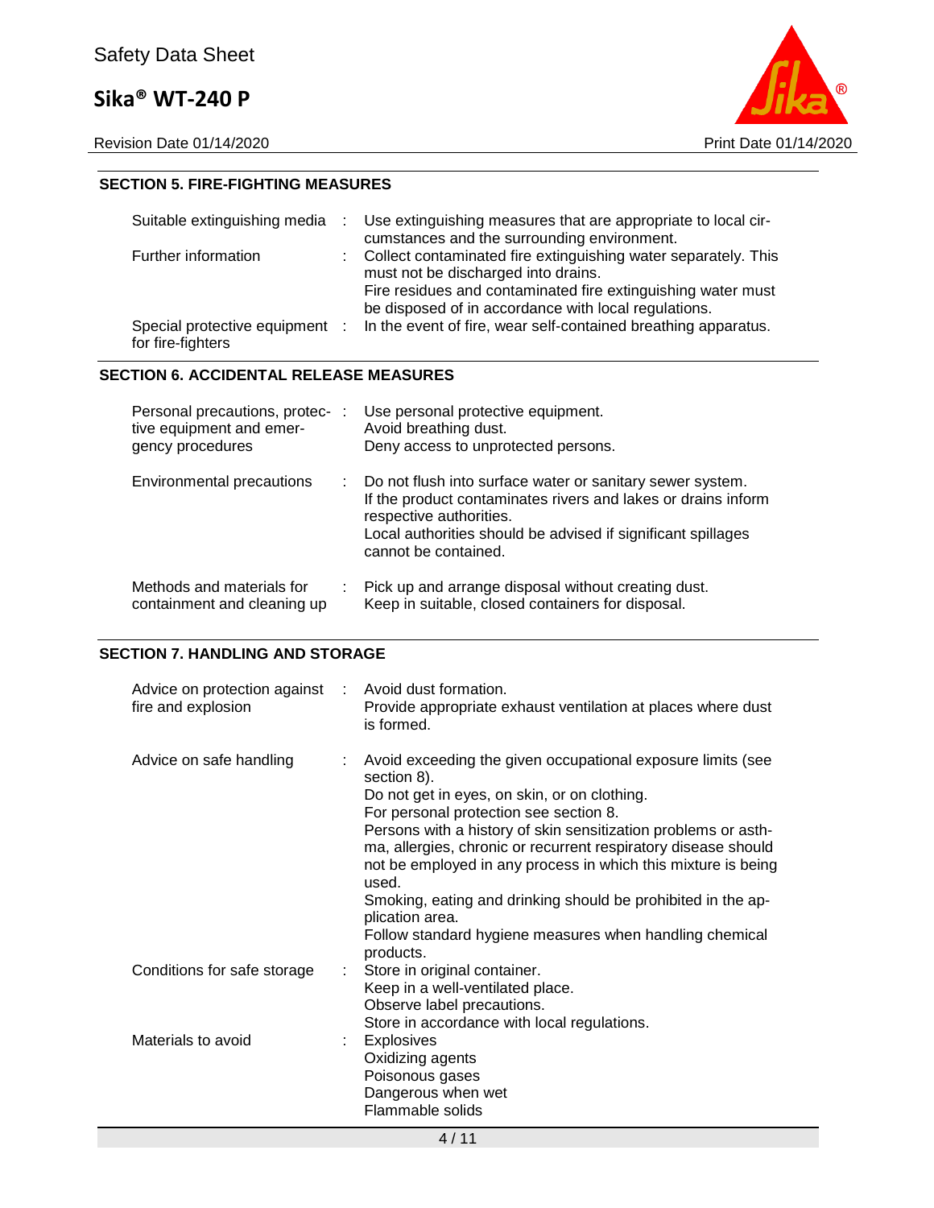## SECTION 5. FIRE-FIGHTING MEASURES

| | |
|---|---|
| Suitable extinguishing media | Use extinguishing measures that are appropriate to local circumstances and the surrounding environment. |
| Further information | Collect contaminated fire extinguishing water separately. This must not be discharged into drains.<br>Fire residues and contaminated fire extinguishing water must be disposed of in accordance with local regulations. |
| Special protective equipment for fire-fighters | In the event of fire, wear self-contained breathing apparatus. |

## SECTION 6. ACCIDENTAL RELEASE MEASURES

| | |
|---|---|
| Personal precautions, protective equipment and emergency procedures | Use personal protective equipment.<br>Avoid breathing dust.<br>Deny access to unprotected persons. |
| Environmental precautions | Do not flush into surface water or sanitary sewer system.<br>If the product contaminates rivers and lakes or drains inform respective authorities.<br>Local authorities should be advised if significant spillages cannot be contained. |
| Methods and materials for containment and cleaning up | Pick up and arrange disposal without creating dust.<br>Keep in suitable, closed containers for disposal. |

## SECTION 7. HANDLING AND STORAGE

| | |
|---|---|
| Advice on protection against fire and explosion | Avoid dust formation.<br>Provide appropriate exhaust ventilation at places where dust is formed. |
| Advice on safe handling | Avoid exceeding the given occupational exposure limits (see section 8).<br>Do not get in eyes, on skin, or on clothing.<br>For personal protection see section 8.<br>Persons with a history of skin sensitization problems or asthma, allergies, chronic or recurrent respiratory disease should not be employed in any process in which this mixture is being used.<br>Smoking, eating and drinking should be prohibited in the application area.<br>Follow standard hygiene measures when handling chemical products. |
| Conditions for safe storage | Store in original container.<br>Keep in a well-ventilated place.<br>Observe label precautions.<br>Store in accordance with local regulations. |
| Materials to avoid | Explosives<br>Oxidizing agents<br>Poisonous gases<br>Dangerous when wet<br>Flammable solids |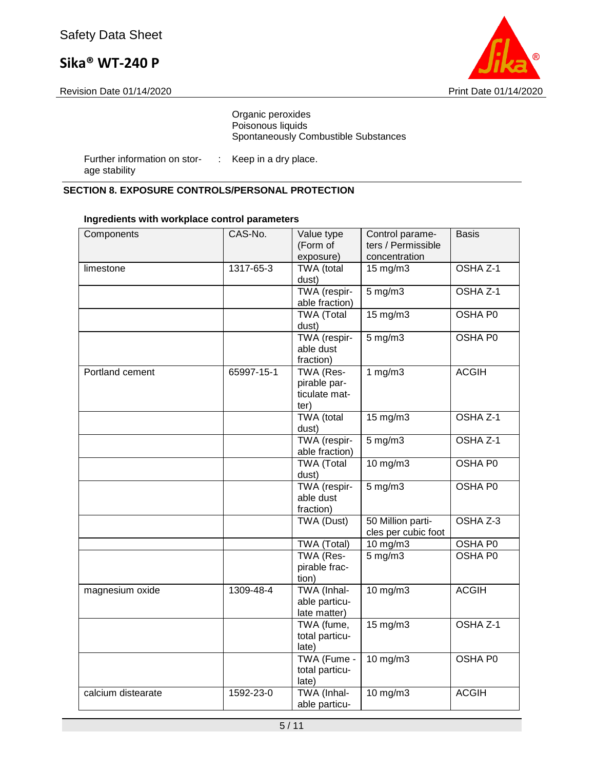Organic peroxides
Poisonous liquids
Spontaneously Combustible Substances

Further information on storage stability : Keep in a dry place.

## SECTION 8. EXPOSURE CONTROLS/PERSONAL PROTECTION

**Ingredients with workplace control parameters**

| Components | CAS-No. | Value type (Form of exposure) | Control parameters / Permissible concentration | Basis |
|---|---|---|---|---|
| limestone | 1317-65-3 | TWA (total dust) | 15 mg/m3 | OSHA Z-1 |
| | | TWA (respirable fraction) | 5 mg/m3 | OSHA Z-1 |
| | | TWA (Total dust) | 15 mg/m3 | OSHA P0 |
| | | TWA (respirable dust fraction) | 5 mg/m3 | OSHA P0 |
| Portland cement | 65997-15-1 | TWA (Respirable particulate matter) | 1 mg/m3 | ACGIH |
| | | TWA (total dust) | 15 mg/m3 | OSHA Z-1 |
| | | TWA (respirable fraction) | 5 mg/m3 | OSHA Z-1 |
| | | TWA (Total dust) | 10 mg/m3 | OSHA P0 |
| | | TWA (respirable dust fraction) | 5 mg/m3 | OSHA P0 |
| | | TWA (Dust) | 50 Million particles per cubic foot | OSHA Z-3 |
| | | TWA (Total) | 10 mg/m3 | OSHA P0 |
| | | TWA (Respirable fraction) | 5 mg/m3 | OSHA P0 |
| magnesium oxide | 1309-48-4 | TWA (Inhalable particulate matter) | 10 mg/m3 | ACGIH |
| | | TWA (fume, total particulate) | 15 mg/m3 | OSHA Z-1 |
| | | TWA (Fume - total particulate) | 10 mg/m3 | OSHA P0 |
| calcium distearate | 1592-23-0 | TWA (Inhalable particu- | 10 mg/m3 | ACGIH |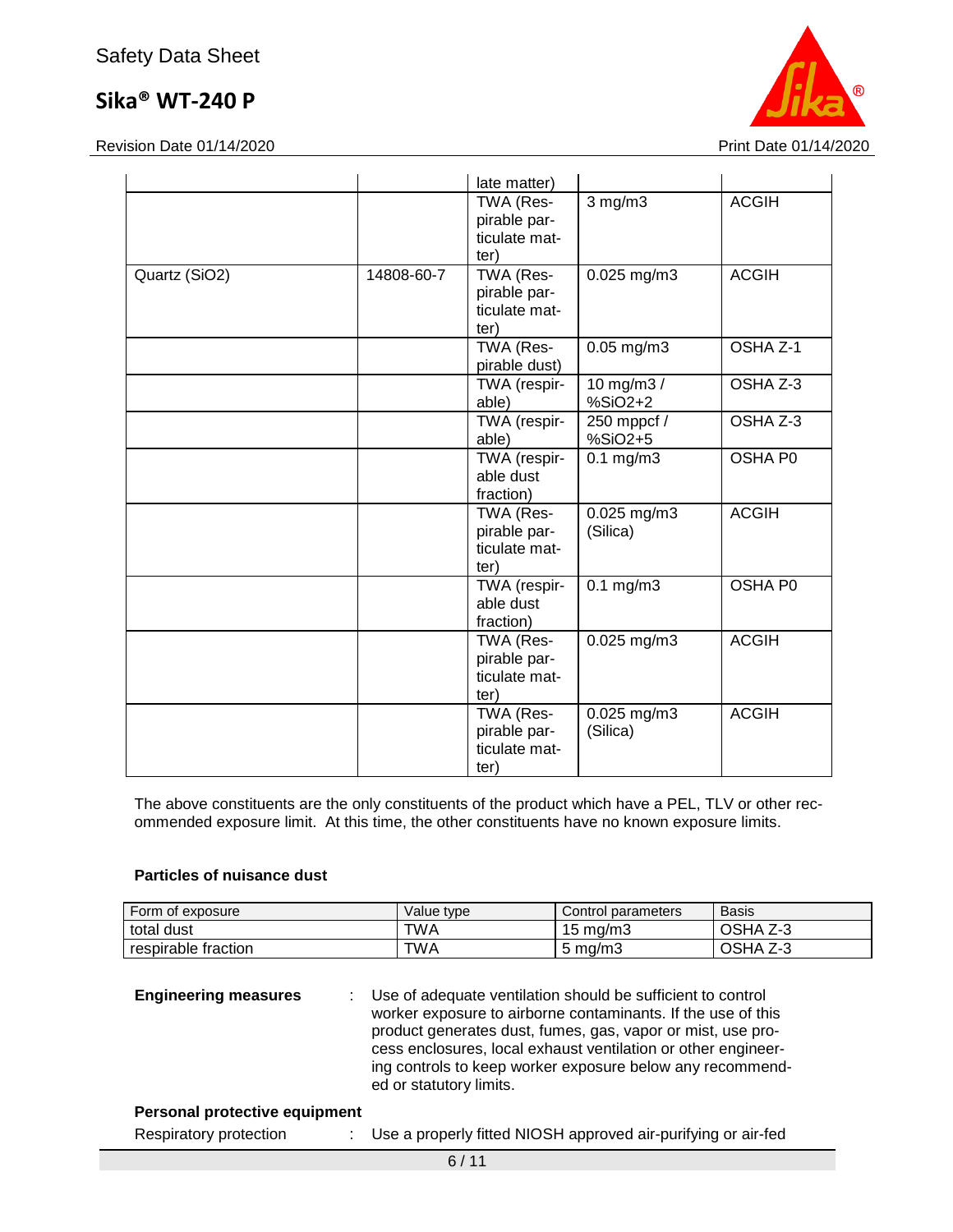| | | late matter) | | |
|---|---|---|---|---|
| | | TWA (Respirable particulate matter) | 3 mg/m3 | ACGIH |
| Quartz (SiO2) | 14808-60-7 | TWA (Respirable particulate matter) | 0.025 mg/m3 | ACGIH |
| | | TWA (Respirable dust) | 0.05 mg/m3 | OSHA Z-1 |
| | | TWA (respirable) | 10 mg/m3 / %SiO2+2 | OSHA Z-3 |
| | | TWA (respirable) | 250 mppcf / %SiO2+5 | OSHA Z-3 |
| | | TWA (respirable dust fraction) | 0.1 mg/m3 | OSHA P0 |
| | | TWA (Respirable particulate matter) | 0.025 mg/m3 (Silica) | ACGIH |
| | | TWA (respirable dust fraction) | 0.1 mg/m3 | OSHA P0 |
| | | TWA (Respirable particulate matter) | 0.025 mg/m3 | ACGIH |
| | | TWA (Respirable particulate matter) | 0.025 mg/m3 (Silica) | ACGIH |

The above constituents are the only constituents of the product which have a PEL, TLV or other recommended exposure limit. At this time, the other constituents have no known exposure limits.

**Particles of nuisance dust**

| Form of exposure | Value type | Control parameters | Basis |
|---|---|---|---|
| total dust | TWA | 15 mg/m3 | OSHA Z-3 |
| respirable fraction | TWA | 5 mg/m3 | OSHA Z-3 |

**Engineering measures** : Use of adequate ventilation should be sufficient to control worker exposure to airborne contaminants. If the use of this product generates dust, fumes, gas, vapor or mist, use process enclosures, local exhaust ventilation or other engineering controls to keep worker exposure below any recommended or statutory limits.

**Personal protective equipment**

Respiratory protection : Use a properly fitted NIOSH approved air-purifying or air-fed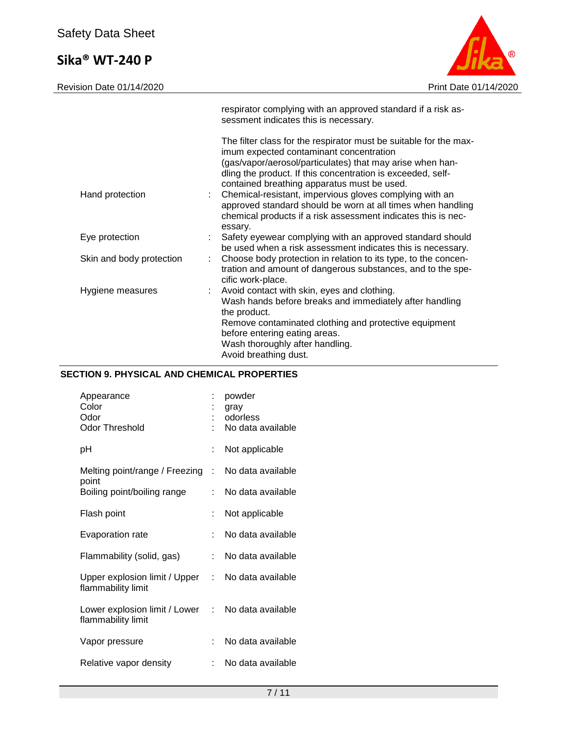respirator complying with an approved standard if a risk assessment indicates this is necessary.

The filter class for the respirator must be suitable for the maximum expected contaminant concentration (gas/vapor/aerosol/particulates) that may arise when handling the product. If this concentration is exceeded, self-contained breathing apparatus must be used.

| | | |
|---|---|---|
| Hand protection | : | Chemical-resistant, impervious gloves complying with an approved standard should be worn at all times when handling chemical products if a risk assessment indicates this is necessary. |
| Eye protection | : | Safety eyewear complying with an approved standard should be used when a risk assessment indicates this is necessary. |
| Skin and body protection | : | Choose body protection in relation to its type, to the concentration and amount of dangerous substances, and to the specific work-place. |
| Hygiene measures | : | Avoid contact with skin, eyes and clothing.<br>Wash hands before breaks and immediately after handling the product.<br>Remove contaminated clothing and protective equipment before entering eating areas.<br>Wash thoroughly after handling.<br>Avoid breathing dust. |

## SECTION 9. PHYSICAL AND CHEMICAL PROPERTIES

| | | |
|---|---|---|
| Appearance | : | powder |
| Color | : | gray |
| Odor | : | odorless |
| Odor Threshold | : | No data available |
| pH | : | Not applicable |
| Melting point/range / Freezing point | : | No data available |
| Boiling point/boiling range | : | No data available |
| Flash point | : | Not applicable |
| Evaporation rate | : | No data available |
| Flammability (solid, gas) | : | No data available |
| Upper explosion limit / Upper flammability limit | : | No data available |
| Lower explosion limit / Lower flammability limit | : | No data available |
| Vapor pressure | : | No data available |
| Relative vapor density | : | No data available |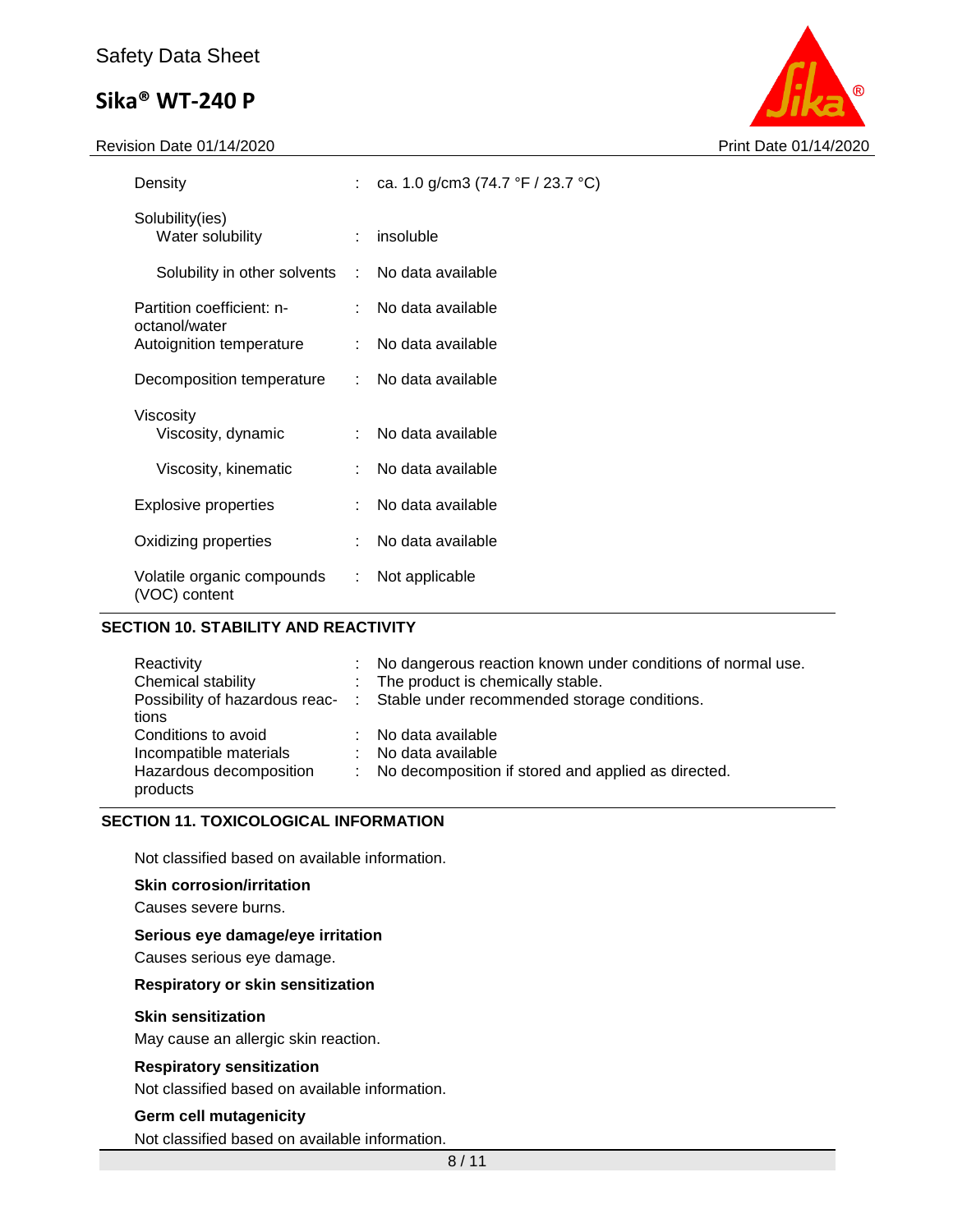| | | |
|---|---|---|
| Density | : | ca. 1.0 g/cm3 (74.7 °F / 23.7 °C) |
| Solubility(ies) | | |
| Water solubility | : | insoluble |
| Solubility in other solvents | : | No data available |
| Partition coefficient: n-octanol/water | : | No data available |
| Autoignition temperature | : | No data available |
| Decomposition temperature | : | No data available |
| Viscosity | | |
| Viscosity, dynamic | : | No data available |
| Viscosity, kinematic | : | No data available |
| Explosive properties | : | No data available |
| Oxidizing properties | : | No data available |
| Volatile organic compounds (VOC) content | : | Not applicable |

## SECTION 10. STABILITY AND REACTIVITY

| | | |
|---|---|---|
| Reactivity | : | No dangerous reaction known under conditions of normal use. |
| Chemical stability | : | The product is chemically stable. |
| Possibility of hazardous reactions | : | Stable under recommended storage conditions. |
| Conditions to avoid | : | No data available |
| Incompatible materials | : | No data available |
| Hazardous decomposition products | : | No decomposition if stored and applied as directed. |

## SECTION 11. TOXICOLOGICAL INFORMATION

Not classified based on available information.

**Skin corrosion/irritation**

Causes severe burns.

**Serious eye damage/eye irritation**

Causes serious eye damage.

**Respiratory or skin sensitization**

**Skin sensitization**

May cause an allergic skin reaction.

**Respiratory sensitization**

Not classified based on available information.

**Germ cell mutagenicity**

Not classified based on available information.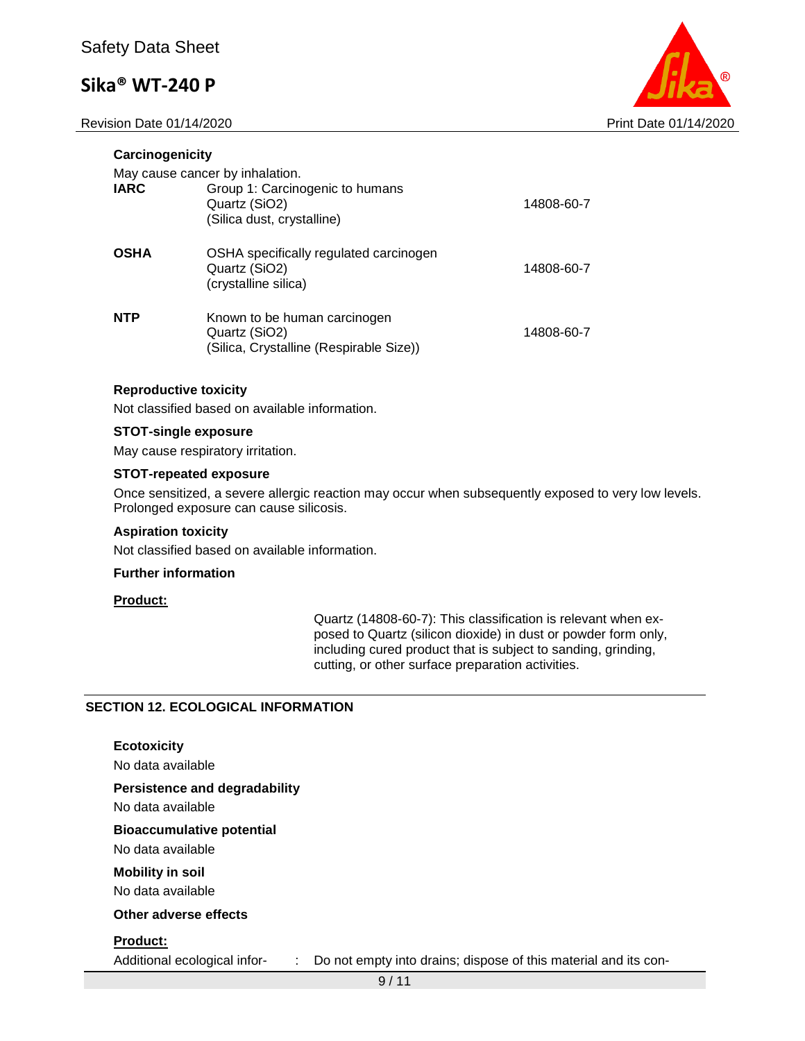### Carcinogenicity

May cause cancer by inhalation.

| | | |
|---|---|---|
| **IARC** | Group 1: Carcinogenic to humans<br>Quartz ($SiO_2$)<br>(Silica dust, crystalline) | 14808-60-7 |
| **OSHA** | OSHA specifically regulated carcinogen<br>Quartz ($SiO_2$)<br>(crystalline silica) | 14808-60-7 |
| **NTP** | Known to be human carcinogen<br>Quartz ($SiO_2$)<br>(Silica, Crystalline (Respirable Size)) | 14808-60-7 |

### Reproductive toxicity

Not classified based on available information.

### STOT-single exposure

May cause respiratory irritation.

### STOT-repeated exposure

Once sensitized, a severe allergic reaction may occur when subsequently exposed to very low levels. Prolonged exposure can cause silicosis.

### Aspiration toxicity

Not classified based on available information.

### Further information

**Product:**

Quartz (14808-60-7): This classification is relevant when exposed to Quartz (silicon dioxide) in dust or powder form only, including cured product that is subject to sanding, grinding, cutting, or other surface preparation activities.

## SECTION 12. ECOLOGICAL INFORMATION

### Ecotoxicity

No data available

### Persistence and degradability

No data available

### Bioaccumulative potential

No data available

### Mobility in soil

No data available

### Other adverse effects

**Product:**

Additional ecological infor- : Do not empty into drains; dispose of this material and its con-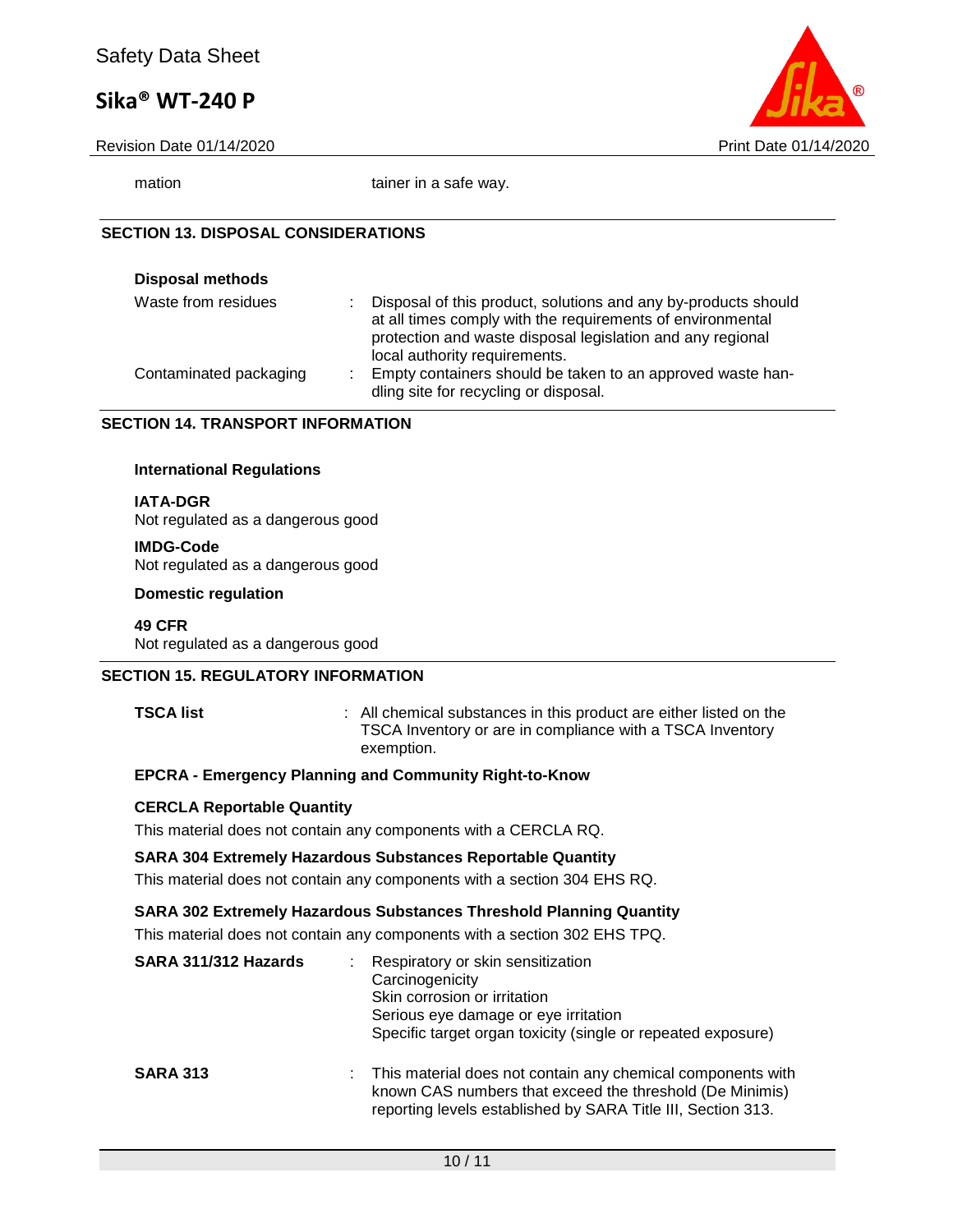| mation | tainer in a safe way. |
|---|---|

## SECTION 13. DISPOSAL CONSIDERATIONS

**Disposal methods**

| | |
|---|---|
| Waste from residues | : Disposal of this product, solutions and any by-products should at all times comply with the requirements of environmental protection and waste disposal legislation and any regional local authority requirements. |
| Contaminated packaging | : Empty containers should be taken to an approved waste handling site for recycling or disposal. |

## SECTION 14. TRANSPORT INFORMATION

**International Regulations**

**IATA-DGR**
Not regulated as a dangerous good

**IMDG-Code**
Not regulated as a dangerous good

**Domestic regulation**

**49 CFR**
Not regulated as a dangerous good

## SECTION 15. REGULATORY INFORMATION

**TSCA list** : All chemical substances in this product are either listed on the TSCA Inventory or are in compliance with a TSCA Inventory exemption.

**EPCRA - Emergency Planning and Community Right-to-Know**

**CERCLA Reportable Quantity**

This material does not contain any components with a CERCLA RQ.

**SARA 304 Extremely Hazardous Substances Reportable Quantity**

This material does not contain any components with a section 304 EHS RQ.

**SARA 302 Extremely Hazardous Substances Threshold Planning Quantity**

This material does not contain any components with a section 302 EHS TPQ.

**SARA 311/312 Hazards** : Respiratory or skin sensitization
Carcinogenicity
Skin corrosion or irritation
Serious eye damage or eye irritation
Specific target organ toxicity (single or repeated exposure)

**SARA 313** : This material does not contain any chemical components with known CAS numbers that exceed the threshold (De Minimis) reporting levels established by SARA Title III, Section 313.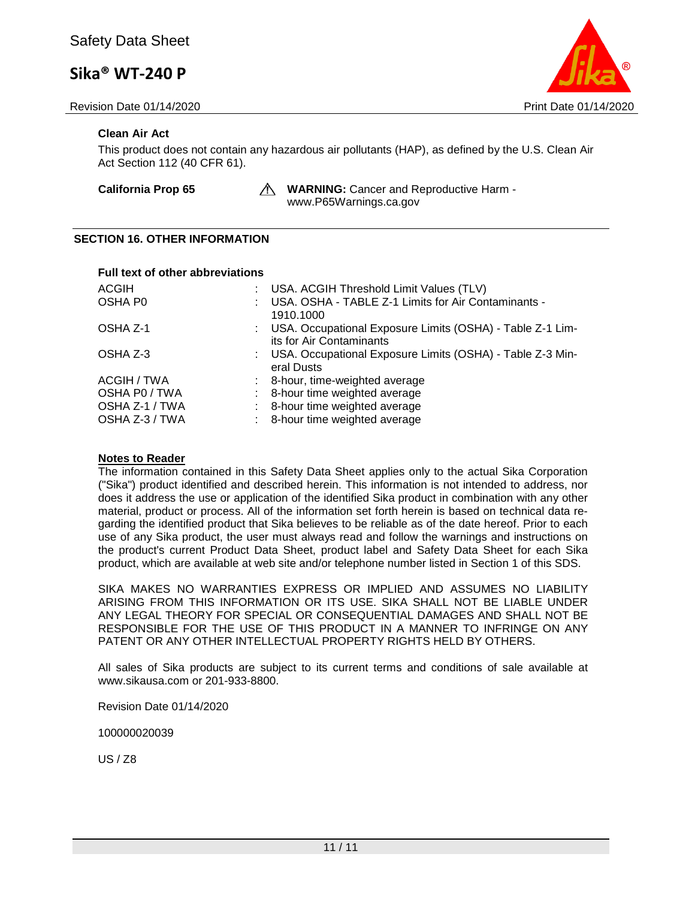**Clean Air Act**

This product does not contain any hazardous air pollutants (HAP), as defined by the U.S. Clean Air Act Section 112 (40 CFR 61).

**California Prop 65** ⚠ **WARNING:** Cancer and Reproductive Harm - www.P65Warnings.ca.gov

## SECTION 16. OTHER INFORMATION

**Full text of other abbreviations**

| | | |
|---|---|---|
| ACGIH | : | USA. ACGIH Threshold Limit Values (TLV) |
| OSHA P0 | : | USA. OSHA - TABLE Z-1 Limits for Air Contaminants - 1910.1000 |
| OSHA Z-1 | : | USA. Occupational Exposure Limits (OSHA) - Table Z-1 Limits for Air Contaminants |
| OSHA Z-3 | : | USA. Occupational Exposure Limits (OSHA) - Table Z-3 Mineral Dusts |
| ACGIH / TWA | : | 8-hour, time-weighted average |
| OSHA P0 / TWA | : | 8-hour time weighted average |
| OSHA Z-1 / TWA | : | 8-hour time weighted average |
| OSHA Z-3 / TWA | : | 8-hour time weighted average |

**Notes to Reader**

The information contained in this Safety Data Sheet applies only to the actual Sika Corporation ("Sika") product identified and described herein. This information is not intended to address, nor does it address the use or application of the identified Sika product in combination with any other material, product or process. All of the information set forth herein is based on technical data regarding the identified product that Sika believes to be reliable as of the date hereof. Prior to each use of any Sika product, the user must always read and follow the warnings and instructions on the product's current Product Data Sheet, product label and Safety Data Sheet for each Sika product, which are available at web site and/or telephone number listed in Section 1 of this SDS.

SIKA MAKES NO WARRANTIES EXPRESS OR IMPLIED AND ASSUMES NO LIABILITY ARISING FROM THIS INFORMATION OR ITS USE. SIKA SHALL NOT BE LIABLE UNDER ANY LEGAL THEORY FOR SPECIAL OR CONSEQUENTIAL DAMAGES AND SHALL NOT BE RESPONSIBLE FOR THE USE OF THIS PRODUCT IN A MANNER TO INFRINGE ON ANY PATENT OR ANY OTHER INTELLECTUAL PROPERTY RIGHTS HELD BY OTHERS.

All sales of Sika products are subject to its current terms and conditions of sale available at www.sikausa.com or 201-933-8800.

Revision Date 01/14/2020

100000020039

US / Z8